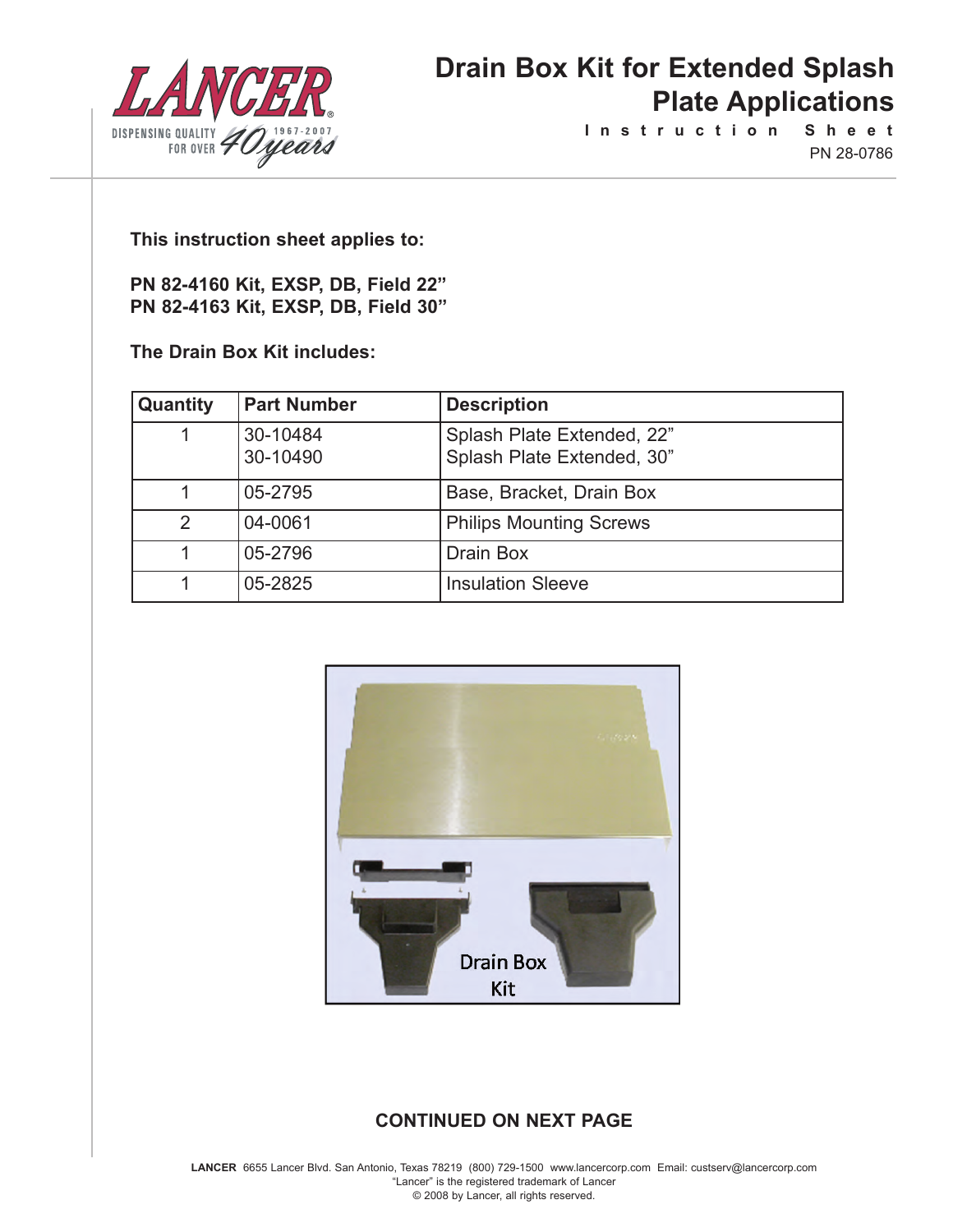# Drain Box Kit for Extended Splash Plate Applications

Instruction Sheet

PN 28-0786

**This instruction sheet applies to:**

**PN 82-4160 Kit, EXSP, DB, Field 22"**
**PN 82-4163 Kit, EXSP, DB, Field 30"**

**The Drain Box Kit includes:**

| Quantity | Part Number | Description |
|---|---|---|
| 1 | 30-10484<br>30-10490 | Splash Plate Extended, 22"<br>Splash Plate Extended, 30" |
| 1 | 05-2795 | Base, Bracket, Drain Box |
| 2 | 04-0061 | Philips Mounting Screws |
| 1 | 05-2796 | Drain Box |
| 1 | 05-2825 | Insulation Sleeve |

Drain Box Kit

**CONTINUED ON NEXT PAGE**

**LANCER** 6655 Lancer Blvd. San Antonio, Texas 78219 (800) 729-1500 www.lancercorp.com Email: custserv@lancercorp.com
"Lancer" is the registered trademark of Lancer
© 2008 by Lancer, all rights reserved.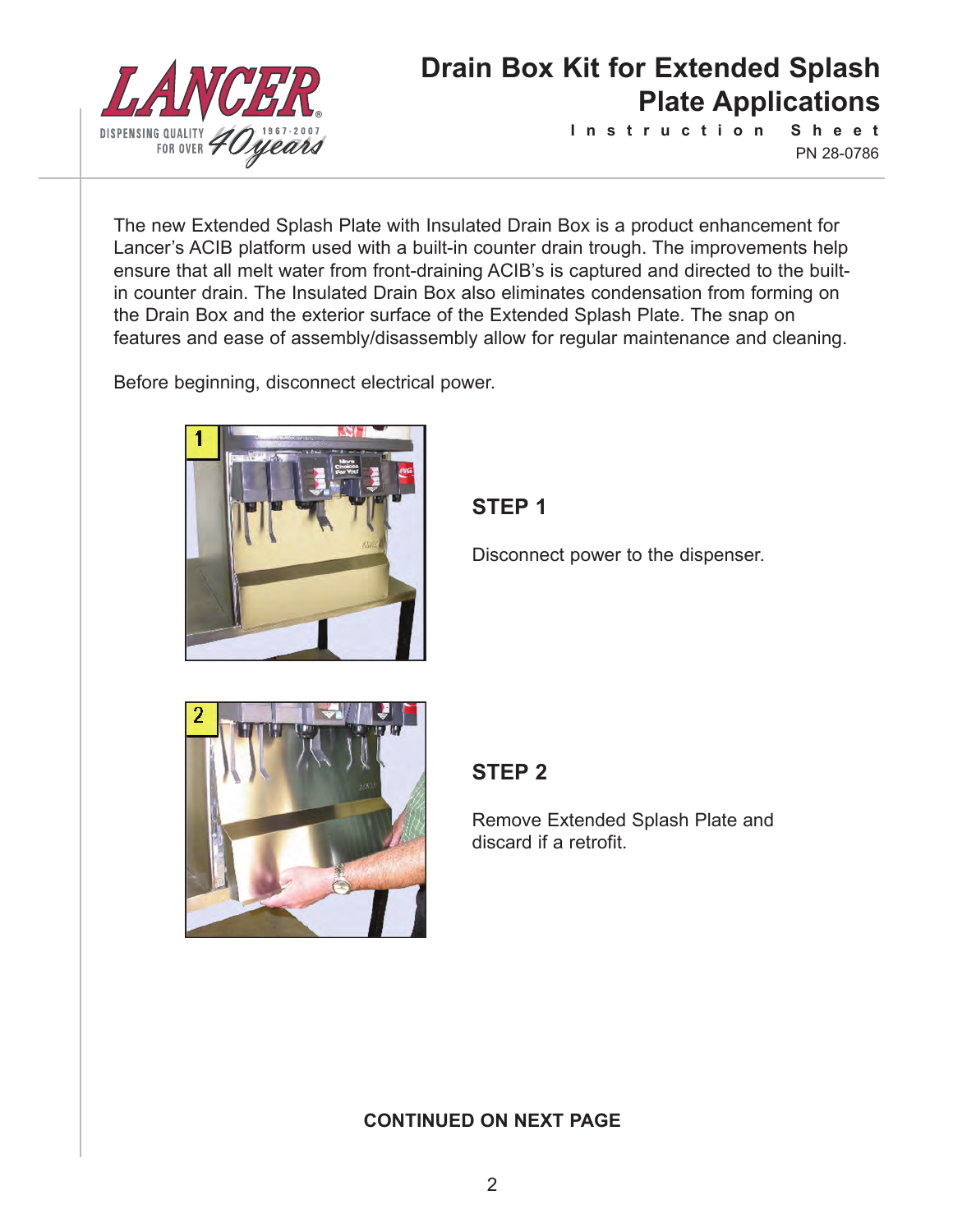# Drain Box Kit for Extended Splash Plate Applications

Instruction Sheet

PN 28-0786

The new Extended Splash Plate with Insulated Drain Box is a product enhancement for Lancer's ACIB platform used with a built-in counter drain trough. The improvements help ensure that all melt water from front-draining ACIB's is captured and directed to the built-in counter drain. The Insulated Drain Box also eliminates condensation from forming on the Drain Box and the exterior surface of the Extended Splash Plate. The snap on features and ease of assembly/disassembly allow for regular maintenance and cleaning.

Before beginning, disconnect electrical power.

## STEP 1

Disconnect power to the dispenser.

## STEP 2

Remove Extended Splash Plate and discard if a retrofit.

**CONTINUED ON NEXT PAGE**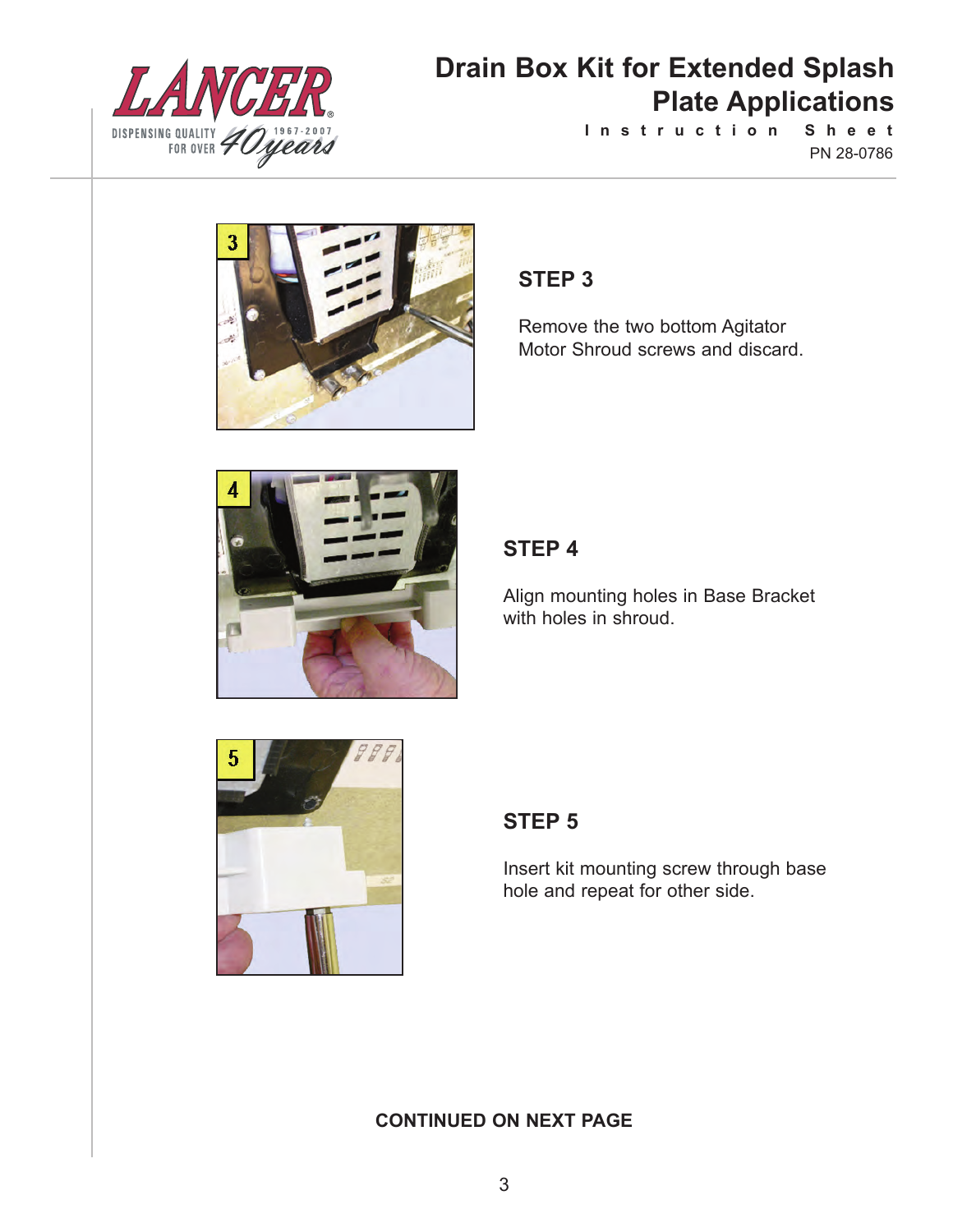### STEP 3

Remove the two bottom Agitator Motor Shroud screws and discard.

### STEP 4

Align mounting holes in Base Bracket with holes in shroud.

### STEP 5

Insert kit mounting screw through base hole and repeat for other side.

**CONTINUED ON NEXT PAGE**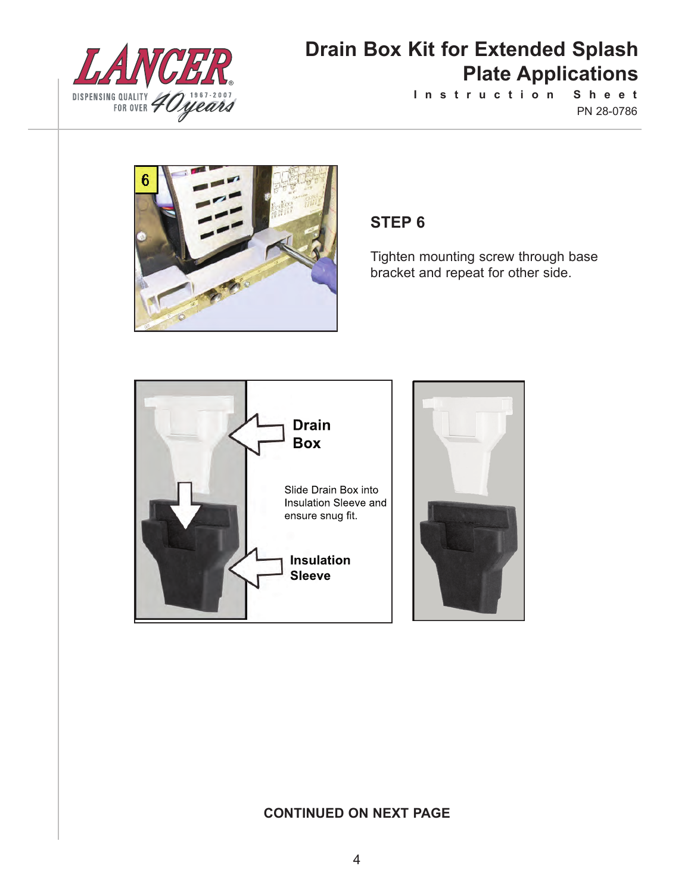## STEP 6

Tighten mounting screw through base bracket and repeat for other side.

**Drain Box**

Slide Drain Box into Insulation Sleeve and ensure snug fit.

**Insulation Sleeve**

**CONTINUED ON NEXT PAGE**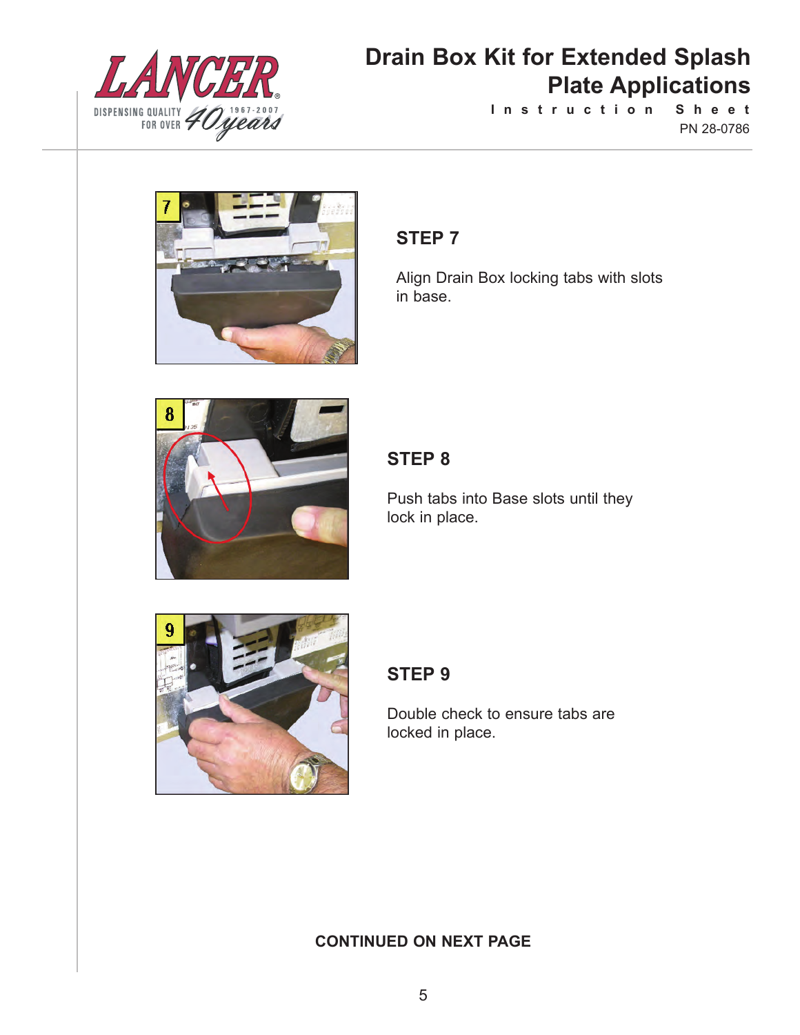### STEP 7

Align Drain Box locking tabs with slots in base.

### STEP 8

Push tabs into Base slots until they lock in place.

### STEP 9

Double check to ensure tabs are locked in place.

**CONTINUED ON NEXT PAGE**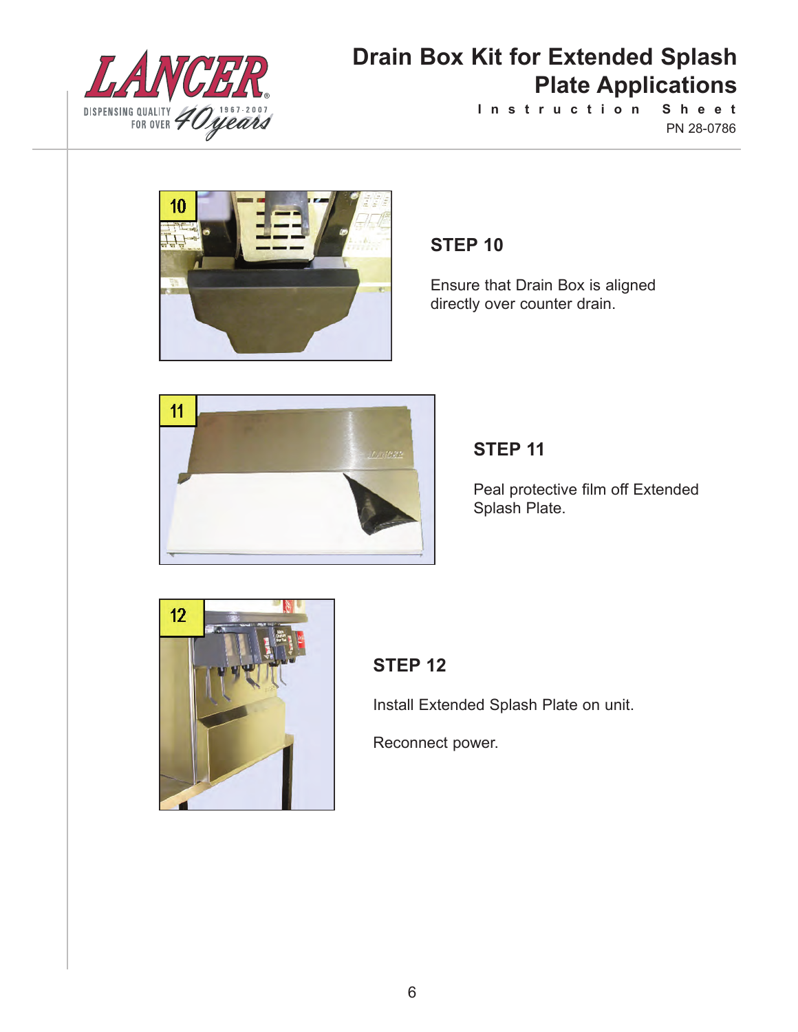# Drain Box Kit for Extended Splash Plate Applications

Instruction Sheet

PN 28-0786

### STEP 10

Ensure that Drain Box is aligned directly over counter drain.

### STEP 11

Peal protective film off Extended Splash Plate.

### STEP 12

Install Extended Splash Plate on unit.

Reconnect power.